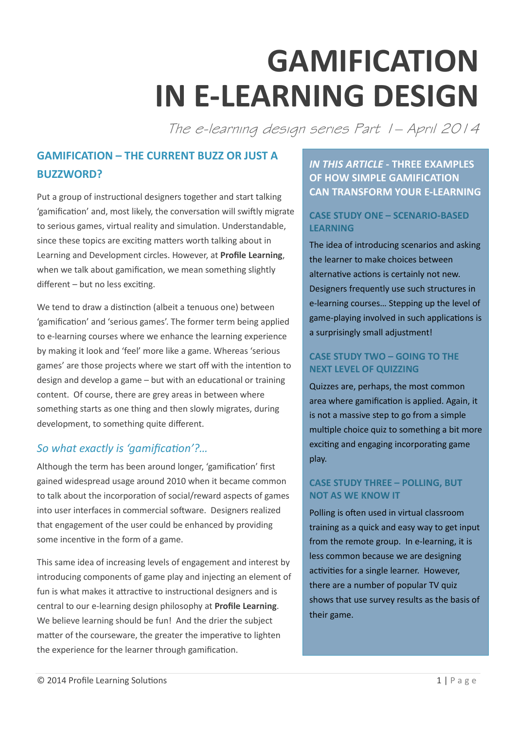# GAMIFICATION IN E-LEARNING DESIGN

*The e-learning design series Part 1 – April 2014*

## GAMIFICATION – THE CURRENT BUZZ OR JUST A BUZZWORD?

Put a group of instructional designers together and start talking 'gamification' and, most likely, the conversation will swiftly migrate to serious games, virtual reality and simulation. Understandable, since these topics are exciting matters worth talking about in Learning and Development circles. However, at **Profile Learning**, when we talk about gamification, we mean something slightly different – but no less exciting.

We tend to draw a distinction (albeit a tenuous one) between 'gamification' and 'serious games'. The former term being applied to e-learning courses where we enhance the learning experience by making it look and 'feel' more like a game. Whereas 'serious games' are those projects where we start off with the intention to design and develop a game – but with an educational or training content. Of course, there are grey areas in between where something starts as one thing and then slowly migrates, during development, to something quite different.

### *So what exactly is 'gamification'?...*

Although the term has been around longer, 'gamification' first gained widespread usage around 2010 when it became common to talk about the incorporation of social/reward aspects of games into user interfaces in commercial software. Designers realized that engagement of the user could be enhanced by providing some incentive in the form of a game.

This same idea of increasing levels of engagement and interest by introducing components of game play and injecting an element of fun is what makes it attractive to instructional designers and is central to our e-learning design philosophy at **Profile Learning**. We believe learning should be fun! And the drier the subject matter of the courseware, the greater the imperative to lighten the experience for the learner through gamification.

## *IN THIS ARTICLE* - THREE EXAMPLES OF HOW SIMPLE GAMIFICATION CAN TRANSFORM YOUR E-LEARNING

### CASE STUDY ONE – SCENARIO-BASED LEARNING

The idea of introducing scenarios and asking the learner to make choices between alternative actions is certainly not new. Designers frequently use such structures in e-learning courses… Stepping up the level of game-playing involved in such applications is a surprisingly small adjustment!

### CASE STUDY TWO – GOING TO THE NEXT LEVEL OF QUIZZING

Quizzes are, perhaps, the most common area where gamification is applied. Again, it is not a massive step to go from a simple multiple choice quiz to something a bit more exciting and engaging incorporating game play.

### CASE STUDY THREE – POLLING, BUT NOT AS WE KNOW IT

Polling is often used in virtual classroom training as a quick and easy way to get input from the remote group. In e-learning, it is less common because we are designing activities for a single learner. However, there are a number of popular TV quiz shows that use survey results as the basis of their game.

© 2014 Profile Learning Solutions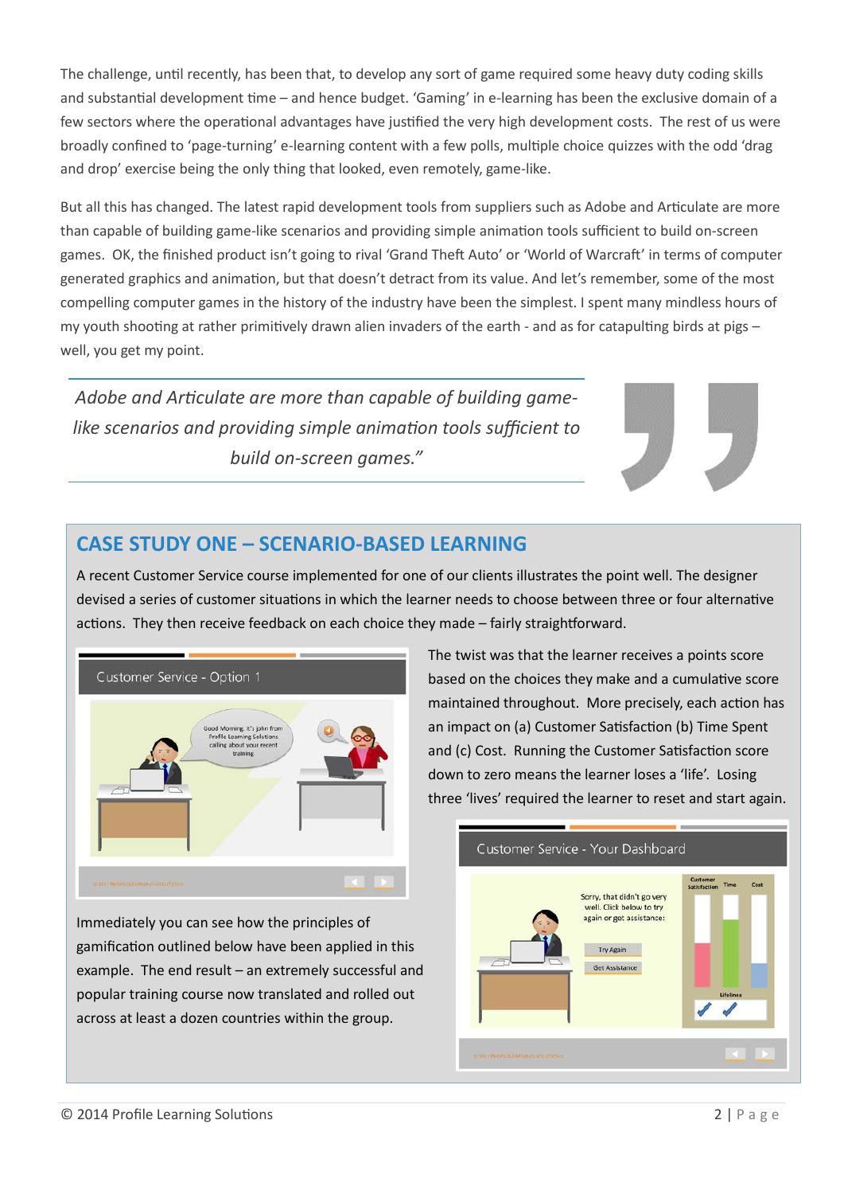The challenge, until recently, has been that, to develop any sort of game required some heavy duty coding skills and substantial development time – and hence budget. 'Gaming' in e-learning has been the exclusive domain of a few sectors where the operational advantages have justified the very high development costs. The rest of us were broadly confined to 'page-turning' e-learning content with a few polls, multiple choice quizzes with the odd 'drag and drop' exercise being the only thing that looked, even remotely, game-like.

But all this has changed. The latest rapid development tools from suppliers such as Adobe and Articulate are more than capable of building game-like scenarios and providing simple animation tools sufficient to build on-screen games. OK, the finished product isn't going to rival 'Grand Theft Auto' or 'World of Warcraft' in terms of computer generated graphics and animation, but that doesn't detract from its value. And let's remember, some of the most compelling computer games in the history of the industry have been the simplest. I spent many mindless hours of my youth shooting at rather primitively drawn alien invaders of the earth - and as for catapulting birds at pigs – well, you get my point.

> *Adobe and Articulate are more than capable of building game-like scenarios and providing simple animation tools sufficient to build on-screen games."*

## CASE STUDY ONE – SCENARIO-BASED LEARNING

A recent Customer Service course implemented for one of our clients illustrates the point well. The designer devised a series of customer situations in which the learner needs to choose between three or four alternative actions. They then receive feedback on each choice they made – fairly straightforward.

The twist was that the learner receives a points score based on the choices they make and a cumulative score maintained throughout. More precisely, each action has an impact on (a) Customer Satisfaction (b) Time Spent and (c) Cost. Running the Customer Satisfaction score down to zero means the learner loses a 'life'. Losing three 'lives' required the learner to reset and start again.

Immediately you can see how the principles of gamification outlined below have been applied in this example. The end result – an extremely successful and popular training course now translated and rolled out across at least a dozen countries within the group.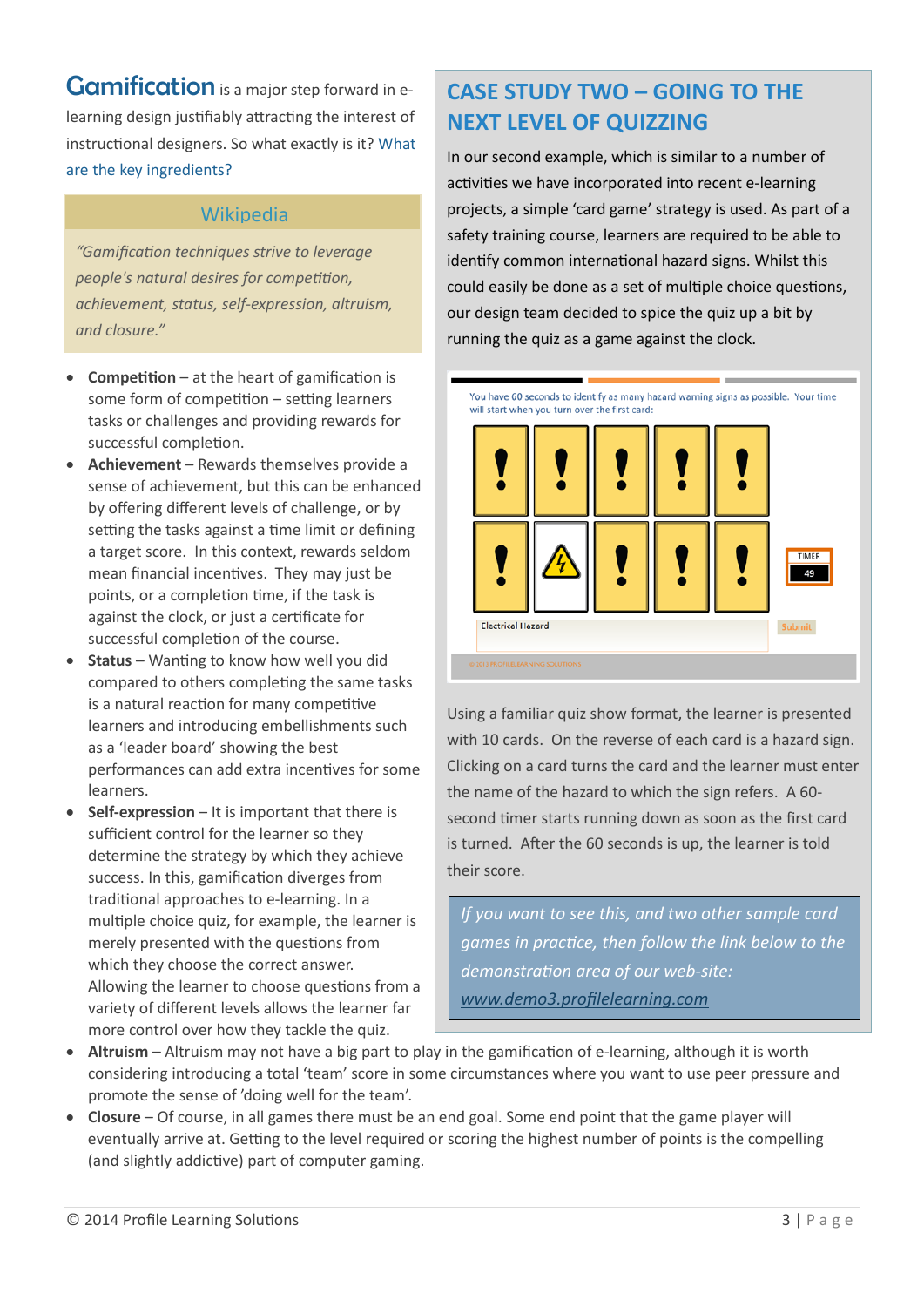**Gamification** is a major step forward in e-learning design justifiably attracting the interest of instructional designers. So what exactly is it? What are the key ingredients?

### Wikipedia

*"Gamification techniques strive to leverage people's natural desires for competition, achievement, status, self-expression, altruism, and closure."*

- **Competition** – at the heart of gamification is some form of competition – setting learners tasks or challenges and providing rewards for successful completion.
- **Achievement** – Rewards themselves provide a sense of achievement, but this can be enhanced by offering different levels of challenge, or by setting the tasks against a time limit or defining a target score. In this context, rewards seldom mean financial incentives. They may just be points, or a completion time, if the task is against the clock, or just a certificate for successful completion of the course.
- **Status** – Wanting to know how well you did compared to others completing the same tasks is a natural reaction for many competitive learners and introducing embellishments such as a 'leader board' showing the best performances can add extra incentives for some learners.
- **Self-expression** – It is important that there is sufficient control for the learner so they determine the strategy by which they achieve success. In this, gamification diverges from traditional approaches to e-learning. In a multiple choice quiz, for example, the learner is merely presented with the questions from which they choose the correct answer. Allowing the learner to choose questions from a variety of different levels allows the learner far more control over how they tackle the quiz.
- **Altruism** – Altruism may not have a big part to play in the gamification of e-learning, although it is worth considering introducing a total 'team' score in some circumstances where you want to use peer pressure and promote the sense of 'doing well for the team'.
- **Closure** – Of course, in all games there must be an end goal. Some end point that the game player will eventually arrive at. Getting to the level required or scoring the highest number of points is the compelling (and slightly addictive) part of computer gaming.

## CASE STUDY TWO – GOING TO THE NEXT LEVEL OF QUIZZING

In our second example, which is similar to a number of activities we have incorporated into recent e-learning projects, a simple 'card game' strategy is used. As part of a safety training course, learners are required to be able to identify common international hazard signs. Whilst this could easily be done as a set of multiple choice questions, our design team decided to spice the quiz up a bit by running the quiz as a game against the clock.

You have 60 seconds to identify as many hazard warning signs as possible. Your time will start when you turn over the first card:

TIMER 49

Electrical Hazard

Submit

© 2013 PROFILELEARNING SOLUTIONS

Using a familiar quiz show format, the learner is presented with 10 cards. On the reverse of each card is a hazard sign. Clicking on a card turns the card and the learner must enter the name of the hazard to which the sign refers. A 60-second timer starts running down as soon as the first card is turned. After the 60 seconds is up, the learner is told their score.

*If you want to see this, and two other sample card games in practice, then follow the link below to the demonstration area of our web-site:* *www.demo3.profilelearning.com*

© 2014 Profile Learning Solutions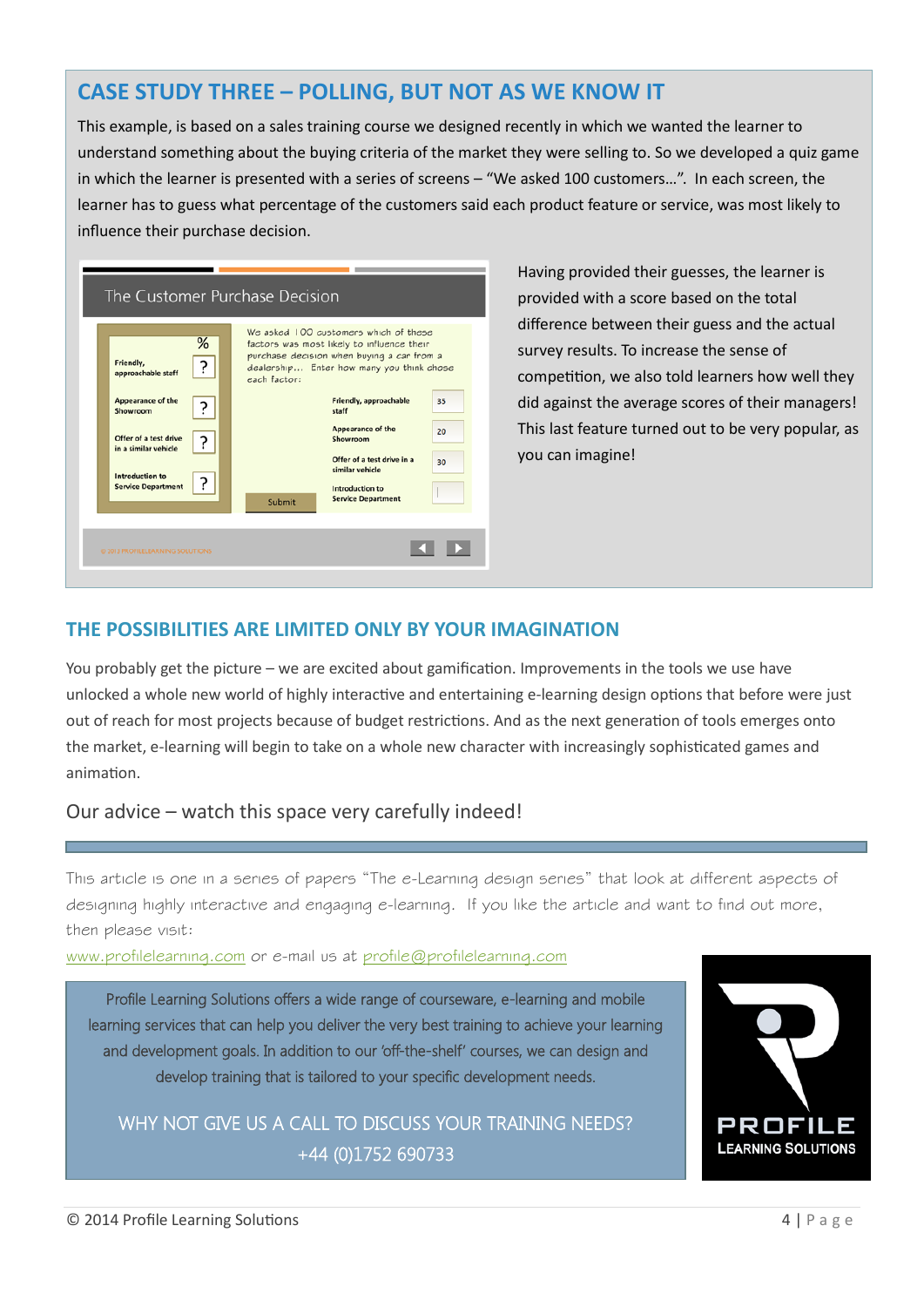## CASE STUDY THREE – POLLING, BUT NOT AS WE KNOW IT

This example, is based on a sales training course we designed recently in which we wanted the learner to understand something about the buying criteria of the market they were selling to. So we developed a quiz game in which the learner is presented with a series of screens – "We asked 100 customers…". In each screen, the learner has to guess what percentage of the customers said each product feature or service, was most likely to influence their purchase decision.

Having provided their guesses, the learner is provided with a score based on the total difference between their guess and the actual survey results. To increase the sense of competition, we also told learners how well they did against the average scores of their managers! This last feature turned out to be very popular, as you can imagine!

## THE POSSIBILITIES ARE LIMITED ONLY BY YOUR IMAGINATION

You probably get the picture – we are excited about gamification. Improvements in the tools we use have unlocked a whole new world of highly interactive and entertaining e-learning design options that before were just out of reach for most projects because of budget restrictions. And as the next generation of tools emerges onto the market, e-learning will begin to take on a whole new character with increasingly sophisticated games and animation.

Our advice – watch this space very carefully indeed!

---

This article is one in a series of papers "The e-Learning design series" that look at different aspects of designing highly interactive and engaging e-learning. If you like the article and want to find out more, then please visit:

www.profilelearning.com or e-mail us at profile@profilelearning.com

Profile Learning Solutions offers a wide range of courseware, e-learning and mobile learning services that can help you deliver the very best training to achieve your learning and development goals. In addition to our 'off-the-shelf' courses, we can design and develop training that is tailored to your specific development needs.

WHY NOT GIVE US A CALL TO DISCUSS YOUR TRAINING NEEDS?
+44 (0)1752 690733

PROFILE
LEARNING SOLUTIONS

© 2014 Profile Learning Solutions